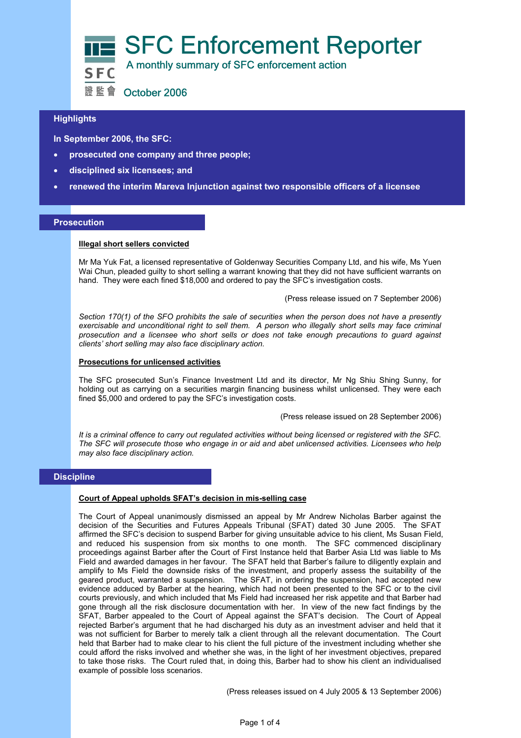# SFC Enforcement Reporter

A monthly summary of SFC enforcement action

SFC 證監會

October 2006

## Highlights

**In September 2006, the SFC:**

- **prosecuted one company and three people;**
- **disciplined six licensees; and**
- **renewed the interim Mareva Injunction against two responsible officers of a licensee**

## Prosecution

### Illegal short sellers convicted

Mr Ma Yuk Fat, a licensed representative of Goldenway Securities Company Ltd, and his wife, Ms Yuen Wai Chun, pleaded guilty to short selling a warrant knowing that they did not have sufficient warrants on hand. They were each fined $18,000 and ordered to pay the SFC's investigation costs.

(Press release issued on 7 September 2006)

*Section 170(1) of the SFO prohibits the sale of securities when the person does not have a presently exercisable and unconditional right to sell them. A person who illegally short sells may face criminal prosecution and a licensee who short sells or does not take enough precautions to guard against clients' short selling may also face disciplinary action.*

### Prosecutions for unlicensed activities

The SFC prosecuted Sun's Finance Investment Ltd and its director, Mr Ng Shiu Shing Sunny, for holding out as carrying on a securities margin financing business whilst unlicensed. They were each fined $5,000 and ordered to pay the SFC's investigation costs.

(Press release issued on 28 September 2006)

*It is a criminal offence to carry out regulated activities without being licensed or registered with the SFC. The SFC will prosecute those who engage in or aid and abet unlicensed activities. Licensees who help may also face disciplinary action.*

## Discipline

### Court of Appeal upholds SFAT's decision in mis-selling case

The Court of Appeal unanimously dismissed an appeal by Mr Andrew Nicholas Barber against the decision of the Securities and Futures Appeals Tribunal (SFAT) dated 30 June 2005. The SFAT affirmed the SFC's decision to suspend Barber for giving unsuitable advice to his client, Ms Susan Field, and reduced his suspension from six months to one month. The SFC commenced disciplinary proceedings against Barber after the Court of First Instance held that Barber Asia Ltd was liable to Ms Field and awarded damages in her favour. The SFAT held that Barber's failure to diligently explain and amplify to Ms Field the downside risks of the investment, and properly assess the suitability of the geared product, warranted a suspension. The SFAT, in ordering the suspension, had accepted new evidence adduced by Barber at the hearing, which had not been presented to the SFC or to the civil courts previously, and which included that Ms Field had increased her risk appetite and that Barber had gone through all the risk disclosure documentation with her. In view of the new fact findings by the SFAT, Barber appealed to the Court of Appeal against the SFAT's decision. The Court of Appeal rejected Barber's argument that he had discharged his duty as an investment adviser and held that it was not sufficient for Barber to merely talk a client through all the relevant documentation. The Court held that Barber had to make clear to his client the full picture of the investment including whether she could afford the risks involved and whether she was, in the light of her investment objectives, prepared to take those risks. The Court ruled that, in doing this, Barber had to show his client an individualised example of possible loss scenarios.

(Press releases issued on 4 July 2005 & 13 September 2006)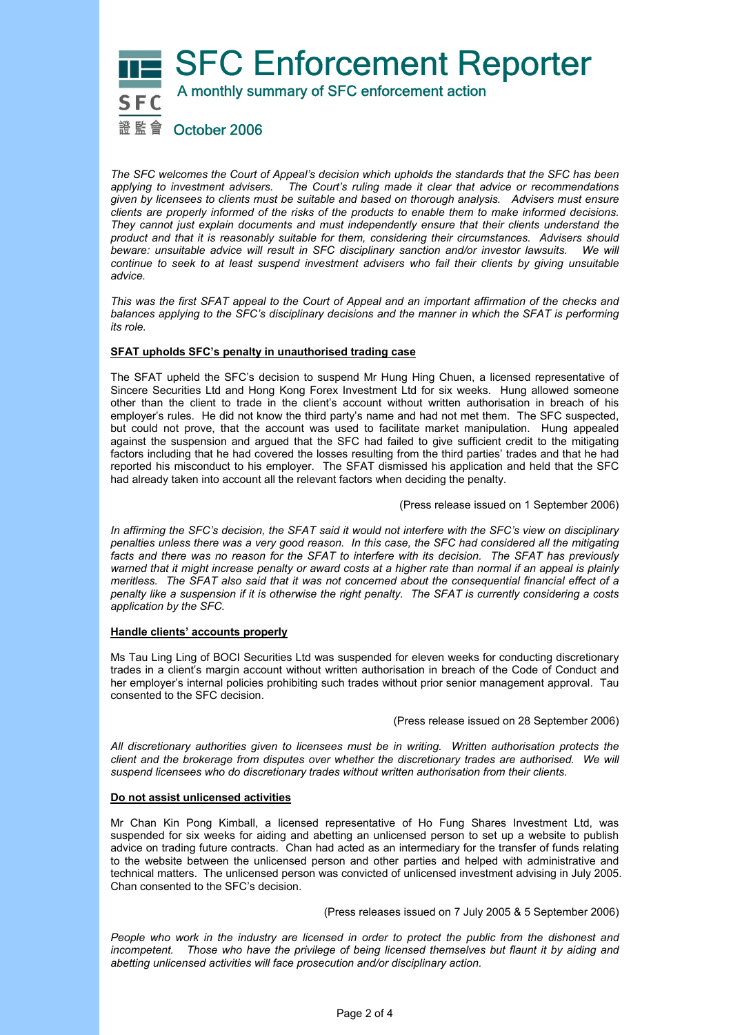# SFC Enforcement Reporter

A monthly summary of SFC enforcement action

October 2006

*The SFC welcomes the Court of Appeal's decision which upholds the standards that the SFC has been applying to investment advisers. The Court's ruling made it clear that advice or recommendations given by licensees to clients must be suitable and based on thorough analysis. Advisers must ensure clients are properly informed of the risks of the products to enable them to make informed decisions. They cannot just explain documents and must independently ensure that their clients understand the product and that it is reasonably suitable for them, considering their circumstances. Advisers should beware: unsuitable advice will result in SFC disciplinary sanction and/or investor lawsuits. We will continue to seek to at least suspend investment advisers who fail their clients by giving unsuitable advice.*

*This was the first SFAT appeal to the Court of Appeal and an important affirmation of the checks and balances applying to the SFC's disciplinary decisions and the manner in which the SFAT is performing its role.*

**SFAT upholds SFC's penalty in unauthorised trading case**

The SFAT upheld the SFC's decision to suspend Mr Hung Hing Chuen, a licensed representative of Sincere Securities Ltd and Hong Kong Forex Investment Ltd for six weeks. Hung allowed someone other than the client to trade in the client's account without written authorisation in breach of his employer's rules. He did not know the third party's name and had not met them. The SFC suspected, but could not prove, that the account was used to facilitate market manipulation. Hung appealed against the suspension and argued that the SFC had failed to give sufficient credit to the mitigating factors including that he had covered the losses resulting from the third parties' trades and that he had reported his misconduct to his employer. The SFAT dismissed his application and held that the SFC had already taken into account all the relevant factors when deciding the penalty.

(Press release issued on 1 September 2006)

*In affirming the SFC's decision, the SFAT said it would not interfere with the SFC's view on disciplinary penalties unless there was a very good reason. In this case, the SFC had considered all the mitigating facts and there was no reason for the SFAT to interfere with its decision. The SFAT has previously warned that it might increase penalty or award costs at a higher rate than normal if an appeal is plainly meritless. The SFAT also said that it was not concerned about the consequential financial effect of a penalty like a suspension if it is otherwise the right penalty. The SFAT is currently considering a costs application by the SFC.*

**Handle clients' accounts properly**

Ms Tau Ling Ling of BOCI Securities Ltd was suspended for eleven weeks for conducting discretionary trades in a client's margin account without written authorisation in breach of the Code of Conduct and her employer's internal policies prohibiting such trades without prior senior management approval. Tau consented to the SFC decision.

(Press release issued on 28 September 2006)

*All discretionary authorities given to licensees must be in writing. Written authorisation protects the client and the brokerage from disputes over whether the discretionary trades are authorised. We will suspend licensees who do discretionary trades without written authorisation from their clients.*

**Do not assist unlicensed activities**

Mr Chan Kin Pong Kimball, a licensed representative of Ho Fung Shares Investment Ltd, was suspended for six weeks for aiding and abetting an unlicensed person to set up a website to publish advice on trading future contracts. Chan had acted as an intermediary for the transfer of funds relating to the website between the unlicensed person and other parties and helped with administrative and technical matters. The unlicensed person was convicted of unlicensed investment advising in July 2005. Chan consented to the SFC's decision.

(Press releases issued on 7 July 2005 & 5 September 2006)

*People who work in the industry are licensed in order to protect the public from the dishonest and incompetent. Those who have the privilege of being licensed themselves but flaunt it by aiding and abetting unlicensed activities will face prosecution and/or disciplinary action.*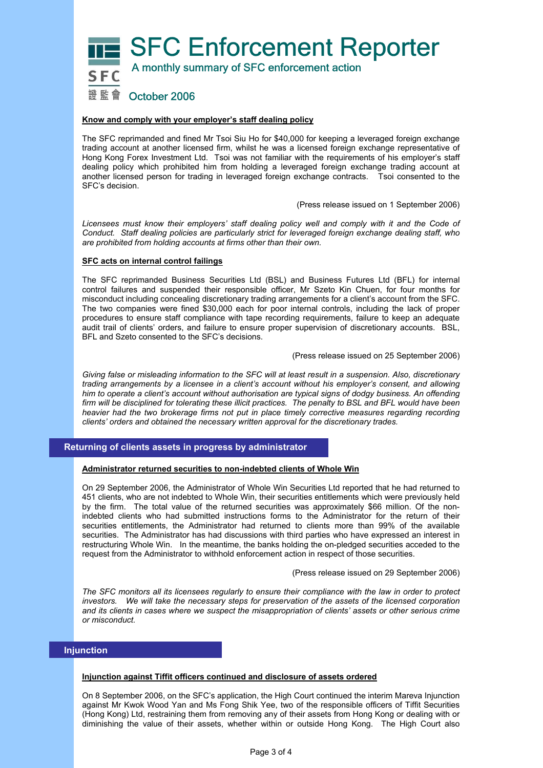# SFC Enforcement Reporter

A monthly summary of SFC enforcement action

October 2006

**Know and comply with your employer's staff dealing policy**

The SFC reprimanded and fined Mr Tsoi Siu Ho for $40,000 for keeping a leveraged foreign exchange trading account at another licensed firm, whilst he was a licensed foreign exchange representative of Hong Kong Forex Investment Ltd. Tsoi was not familiar with the requirements of his employer's staff dealing policy which prohibited him from holding a leveraged foreign exchange trading account at another licensed person for trading in leveraged foreign exchange contracts. Tsoi consented to the SFC's decision.

(Press release issued on 1 September 2006)

*Licensees must know their employers' staff dealing policy well and comply with it and the Code of Conduct. Staff dealing policies are particularly strict for leveraged foreign exchange dealing staff, who are prohibited from holding accounts at firms other than their own.*

**SFC acts on internal control failings**

The SFC reprimanded Business Securities Ltd (BSL) and Business Futures Ltd (BFL) for internal control failures and suspended their responsible officer, Mr Szeto Kin Chuen, for four months for misconduct including concealing discretionary trading arrangements for a client's account from the SFC. The two companies were fined $30,000 each for poor internal controls, including the lack of proper procedures to ensure staff compliance with tape recording requirements, failure to keep an adequate audit trail of clients' orders, and failure to ensure proper supervision of discretionary accounts. BSL, BFL and Szeto consented to the SFC's decisions.

(Press release issued on 25 September 2006)

*Giving false or misleading information to the SFC will at least result in a suspension. Also, discretionary trading arrangements by a licensee in a client's account without his employer's consent, and allowing him to operate a client's account without authorisation are typical signs of dodgy business. An offending firm will be disciplined for tolerating these illicit practices. The penalty to BSL and BFL would have been heavier had the two brokerage firms not put in place timely corrective measures regarding recording clients' orders and obtained the necessary written approval for the discretionary trades.*

## Returning of clients assets in progress by administrator

**Administrator returned securities to non-indebted clients of Whole Win**

On 29 September 2006, the Administrator of Whole Win Securities Ltd reported that he had returned to 451 clients, who are not indebted to Whole Win, their securities entitlements which were previously held by the firm. The total value of the returned securities was approximately $66 million. Of the non-indebted clients who had submitted instructions forms to the Administrator for the return of their securities entitlements, the Administrator had returned to clients more than 99% of the available securities. The Administrator has had discussions with third parties who have expressed an interest in restructuring Whole Win. In the meantime, the banks holding the on-pledged securities acceded to the request from the Administrator to withhold enforcement action in respect of those securities.

(Press release issued on 29 September 2006)

*The SFC monitors all its licensees regularly to ensure their compliance with the law in order to protect investors. We will take the necessary steps for preservation of the assets of the licensed corporation and its clients in cases where we suspect the misappropriation of clients' assets or other serious crime or misconduct.*

## Injunction

**Injunction against Tiffit officers continued and disclosure of assets ordered**

On 8 September 2006, on the SFC's application, the High Court continued the interim Mareva Injunction against Mr Kwok Wood Yan and Ms Fong Shik Yee, two of the responsible officers of Tiffit Securities (Hong Kong) Ltd, restraining them from removing any of their assets from Hong Kong or dealing with or diminishing the value of their assets, whether within or outside Hong Kong. The High Court also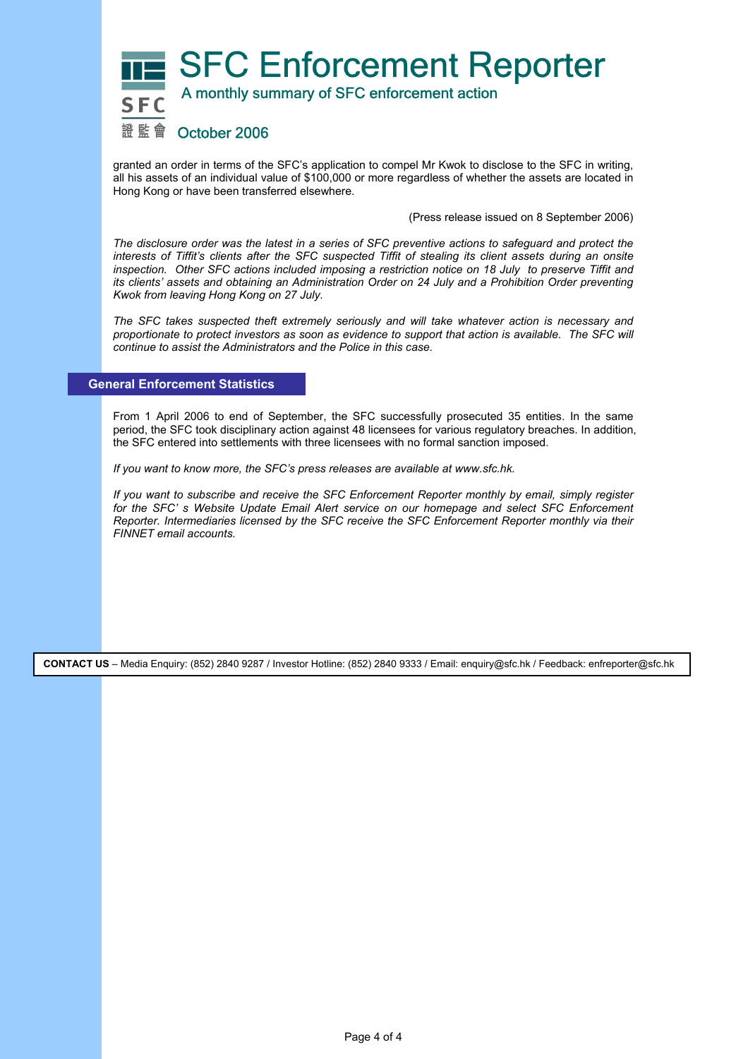granted an order in terms of the SFC's application to compel Mr Kwok to disclose to the SFC in writing, all his assets of an individual value of $100,000 or more regardless of whether the assets are located in Hong Kong or have been transferred elsewhere.

(Press release issued on 8 September 2006)

*The disclosure order was the latest in a series of SFC preventive actions to safeguard and protect the interests of Tiffit's clients after the SFC suspected Tiffit of stealing its client assets during an onsite inspection. Other SFC actions included imposing a restriction notice on 18 July to preserve Tiffit and its clients' assets and obtaining an Administration Order on 24 July and a Prohibition Order preventing Kwok from leaving Hong Kong on 27 July.*

*The SFC takes suspected theft extremely seriously and will take whatever action is necessary and proportionate to protect investors as soon as evidence to support that action is available. The SFC will continue to assist the Administrators and the Police in this case.*

## General Enforcement Statistics

From 1 April 2006 to end of September, the SFC successfully prosecuted 35 entities. In the same period, the SFC took disciplinary action against 48 licensees for various regulatory breaches. In addition, the SFC entered into settlements with three licensees with no formal sanction imposed.

*If you want to know more, the SFC's press releases are available at www.sfc.hk.*

*If you want to subscribe and receive the SFC Enforcement Reporter monthly by email, simply register for the SFC' s Website Update Email Alert service on our homepage and select SFC Enforcement Reporter. Intermediaries licensed by the SFC receive the SFC Enforcement Reporter monthly via their FINNET email accounts.*

**CONTACT US** – Media Enquiry: (852) 2840 9287 / Investor Hotline: (852) 2840 9333 / Email: enquiry@sfc.hk / Feedback: enfreporter@sfc.hk